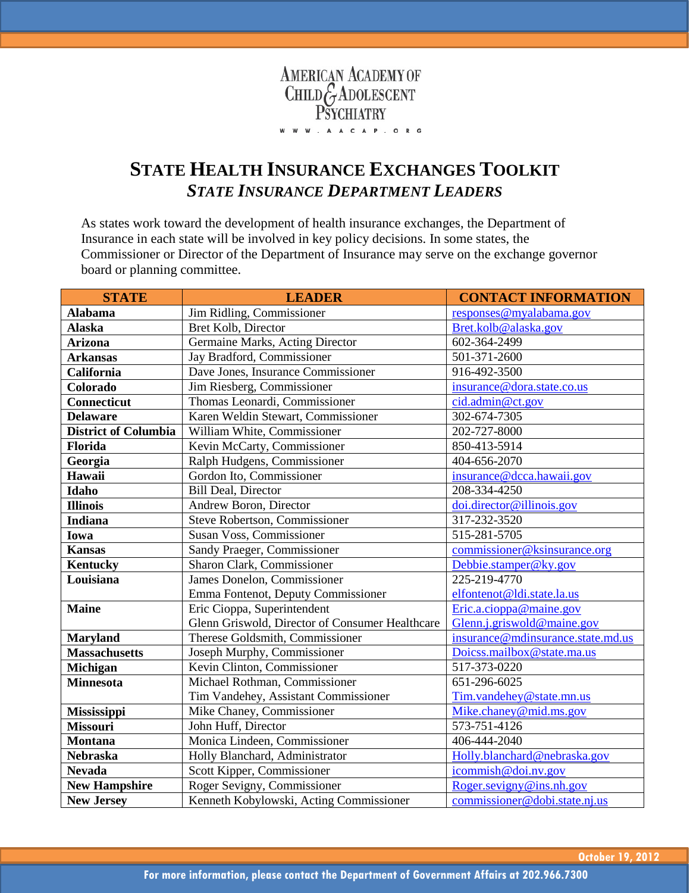AMERICAN ACADEMY OF CHILD & ADOLESCENT PSYCHIATRY

WWW.AACAP.ORG

# STATE HEALTH INSURANCE EXCHANGES TOOLKIT

## *STATE INSURANCE DEPARTMENT LEADERS*

As states work toward the development of health insurance exchanges, the Department of Insurance in each state will be involved in key policy decisions. In some states, the Commissioner or Director of the Department of Insurance may serve on the exchange governor board or planning committee.

| STATE | LEADER | CONTACT INFORMATION |
|---|---|---|
| **Alabama** | Jim Ridling, Commissioner | responses@myalabama.gov |
| **Alaska** | Bret Kolb, Director | Bret.kolb@alaska.gov |
| **Arizona** | Germaine Marks, Acting Director | 602-364-2499 |
| **Arkansas** | Jay Bradford, Commissioner | 501-371-2600 |
| **California** | Dave Jones, Insurance Commissioner | 916-492-3500 |
| **Colorado** | Jim Riesberg, Commissioner | insurance@dora.state.co.us |
| **Connecticut** | Thomas Leonardi, Commissioner | cid.admin@ct.gov |
| **Delaware** | Karen Weldin Stewart, Commissioner | 302-674-7305 |
| **District of Columbia** | William White, Commissioner | 202-727-8000 |
| **Florida** | Kevin McCarty, Commissioner | 850-413-5914 |
| **Georgia** | Ralph Hudgens, Commissioner | 404-656-2070 |
| **Hawaii** | Gordon Ito, Commissioner | insurance@dcca.hawaii.gov |
| **Idaho** | Bill Deal, Director | 208-334-4250 |
| **Illinois** | Andrew Boron, Director | doi.director@illinois.gov |
| **Indiana** | Steve Robertson, Commissioner | 317-232-3520 |
| **Iowa** | Susan Voss, Commissioner | 515-281-5705 |
| **Kansas** | Sandy Praeger, Commissioner | commissioner@ksinsurance.org |
| **Kentucky** | Sharon Clark, Commissioner | Debbie.stamper@ky.gov |
| **Louisiana** | James Donelon, Commissioner<br>Emma Fontenot, Deputy Commissioner | 225-219-4770<br>elfontenot@ldi.state.la.us |
| **Maine** | Eric Cioppa, Superintendent<br>Glenn Griswold, Director of Consumer Healthcare | Eric.a.cioppa@maine.gov<br>Glenn.j.griswold@maine.gov |
| **Maryland** | Therese Goldsmith, Commissioner | insurance@mdinsurance.state.md.us |
| **Massachusetts** | Joseph Murphy, Commissioner | Doicss.mailbox@state.ma.us |
| **Michigan** | Kevin Clinton, Commissioner | 517-373-0220 |
| **Minnesota** | Michael Rothman, Commissioner<br>Tim Vandehey, Assistant Commissioner | 651-296-6025<br>Tim.vandehey@state.mn.us |
| **Mississippi** | Mike Chaney, Commissioner | Mike.chaney@mid.ms.gov |
| **Missouri** | John Huff, Director | 573-751-4126 |
| **Montana** | Monica Lindeen, Commissioner | 406-444-2040 |
| **Nebraska** | Holly Blanchard, Administrator | Holly.blanchard@nebraska.gov |
| **Nevada** | Scott Kipper, Commissioner | icommish@doi.nv.gov |
| **New Hampshire** | Roger Sevigny, Commissioner | Roger.sevigny@ins.nh.gov |
| **New Jersey** | Kenneth Kobylowski, Acting Commissioner | commissioner@dobi.state.nj.us |

October 19, 2012

For more information, please contact the Department of Government Affairs at 202.966.7300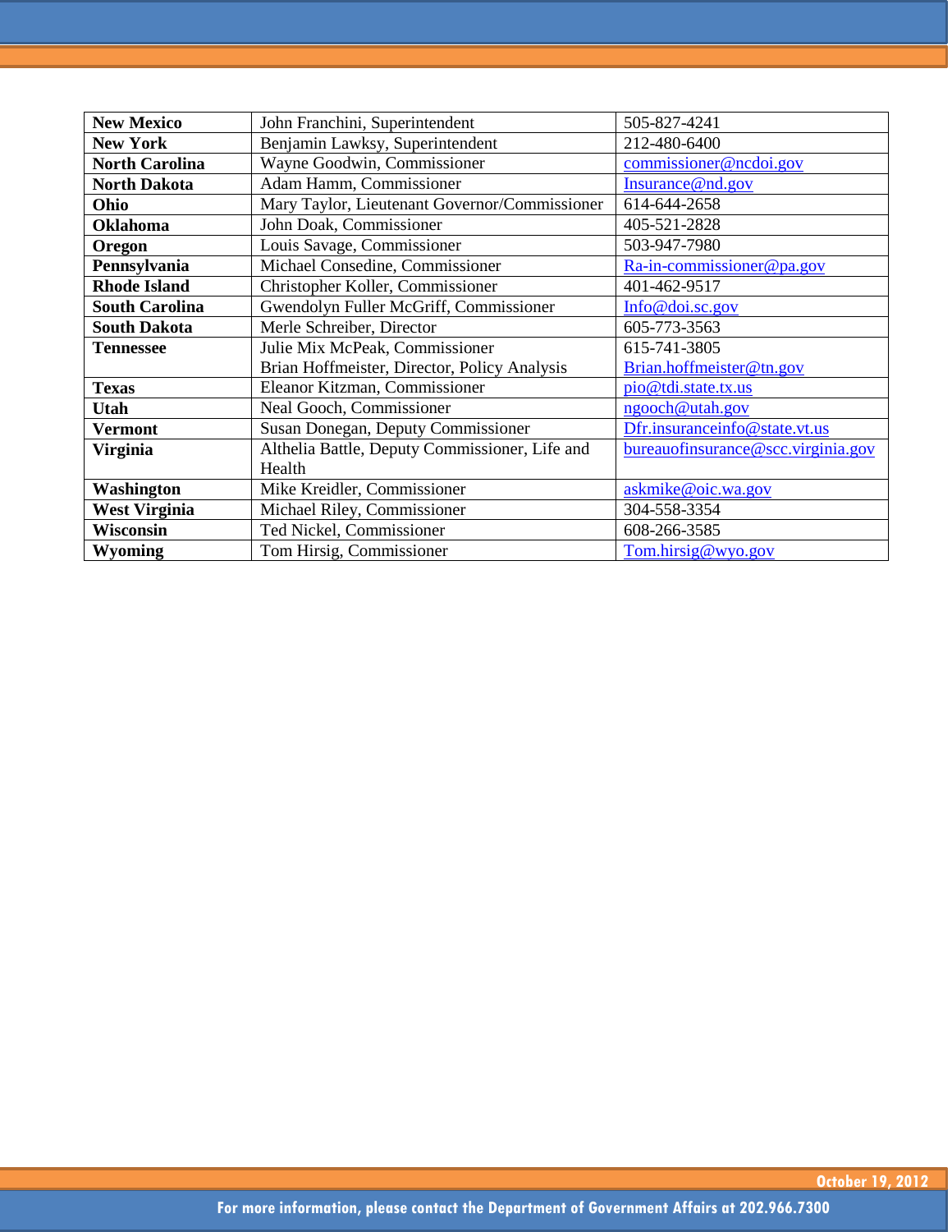| | | |
|---|---|---|
| **New Mexico** | John Franchini, Superintendent | 505-827-4241 |
| **New York** | Benjamin Lawksy, Superintendent | 212-480-6400 |
| **North Carolina** | Wayne Goodwin, Commissioner | commissioner@ncdoi.gov |
| **North Dakota** | Adam Hamm, Commissioner | Insurance@nd.gov |
| **Ohio** | Mary Taylor, Lieutenant Governor/Commissioner | 614-644-2658 |
| **Oklahoma** | John Doak, Commissioner | 405-521-2828 |
| **Oregon** | Louis Savage, Commissioner | 503-947-7980 |
| **Pennsylvania** | Michael Consedine, Commissioner | Ra-in-commissioner@pa.gov |
| **Rhode Island** | Christopher Koller, Commissioner | 401-462-9517 |
| **South Carolina** | Gwendolyn Fuller McGriff, Commissioner | Info@doi.sc.gov |
| **South Dakota** | Merle Schreiber, Director | 605-773-3563 |
| **Tennessee** | Julie Mix McPeak, Commissioner<br>Brian Hoffmeister, Director, Policy Analysis | 615-741-3805<br>Brian.hoffmeister@tn.gov |
| **Texas** | Eleanor Kitzman, Commissioner | pio@tdi.state.tx.us |
| **Utah** | Neal Gooch, Commissioner | ngooch@utah.gov |
| **Vermont** | Susan Donegan, Deputy Commissioner | Dfr.insuranceinfo@state.vt.us |
| **Virginia** | Althelia Battle, Deputy Commissioner, Life and Health | bureauofinsurance@scc.virginia.gov |
| **Washington** | Mike Kreidler, Commissioner | askmike@oic.wa.gov |
| **West Virginia** | Michael Riley, Commissioner | 304-558-3354 |
| **Wisconsin** | Ted Nickel, Commissioner | 608-266-3585 |
| **Wyoming** | Tom Hirsig, Commissioner | Tom.hirsig@wyo.gov |

October 19, 2012

For more information, please contact the Department of Government Affairs at 202.966.7300